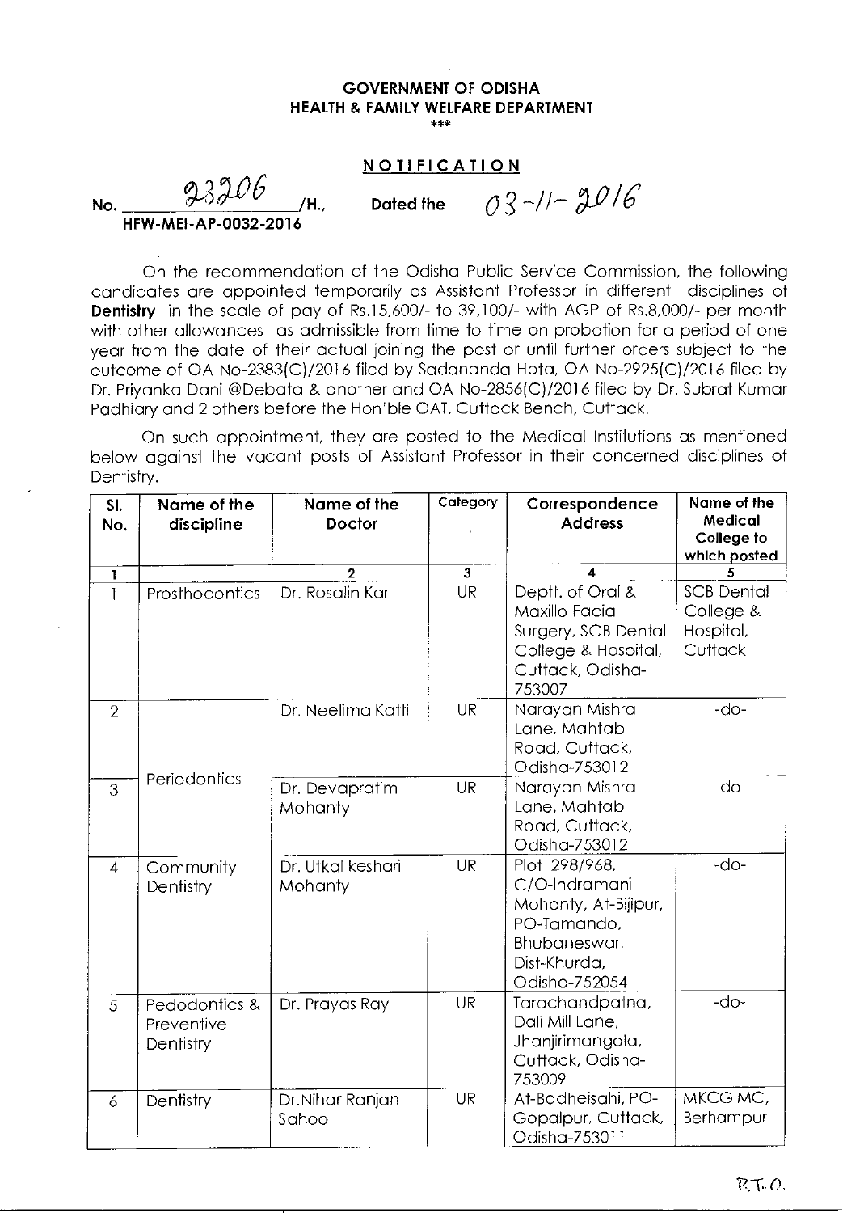**GOVERNMENT OF ODISHA**
**HEALTH & FAMILY WELFARE DEPARTMENT**
\*\*\*

**NOTIFICATION**

No. 23206 /H., Dated the 03-11-2016
**HFW-MEI-AP-0032-2016**

On the recommendation of the Odisha Public Service Commission, the following candidates are appointed temporarily as Assistant Professor in different disciplines of **Dentistry** in the scale of pay of Rs.15,600/- to 39,100/- with AGP of Rs.8,000/- per month with other allowances as admissible from time to time on probation for a period of one year from the date of their actual joining the post or until further orders subject to the outcome of OA No-2383(C)/2016 filed by Sadananda Hota, OA No-2925(C)/2016 filed by Dr. Priyanka Dani @Debata & another and OA No-2856(C)/2016 filed by Dr. Subrat Kumar Padhiary and 2 others before the Hon'ble OAT, Cuttack Bench, Cuttack.

On such appointment, they are posted to the Medical Institutions as mentioned below against the vacant posts of Assistant Professor in their concerned disciplines of Dentistry.

| Sl. No. | Name of the discipline | Name of the Doctor | Category | Correspondence Address | Name of the Medical College to which posted |
|---|---|---|---|---|---|
| 1 | | 2 | 3 | 4 | 5 |
| 1 | Prosthodontics | Dr. Rosalin Kar | UR | Deptt. of Oral & Maxillo Facial Surgery, SCB Dental College & Hospital, Cuttack, Odisha-753007 | SCB Dental College & Hospital, Cuttack |
| 2 | Periodontics | Dr. Neelima Katti | UR | Narayan Mishra Lane, Mahtab Road, Cuttack, Odisha-753012 | -do- |
| 3 | | Dr. Devapratim Mohanty | UR | Narayan Mishra Lane, Mahtab Road, Cuttack, Odisha-753012 | -do- |
| 4 | Community Dentistry | Dr. Utkal keshari Mohanty | UR | Plot 298/968, C/O-Indramani Mohanty, At-Bijipur, PO-Tamando, Bhubaneswar, Dist-Khurda, Odisha-752054 | -do- |
| 5 | Pedodontics & Preventive Dentistry | Dr. Prayas Ray | UR | Tarachandpatna, Dali Mill Lane, Jhanjirimangala, Cuttack, Odisha-753009 | -do- |
| 6 | Dentistry | Dr.Nihar Ranjan Sahoo | UR | At-Badheisahi, PO-Gopalpur, Cuttack, Odisha-753011 | MKCG MC, Berhampur |

P.T.O.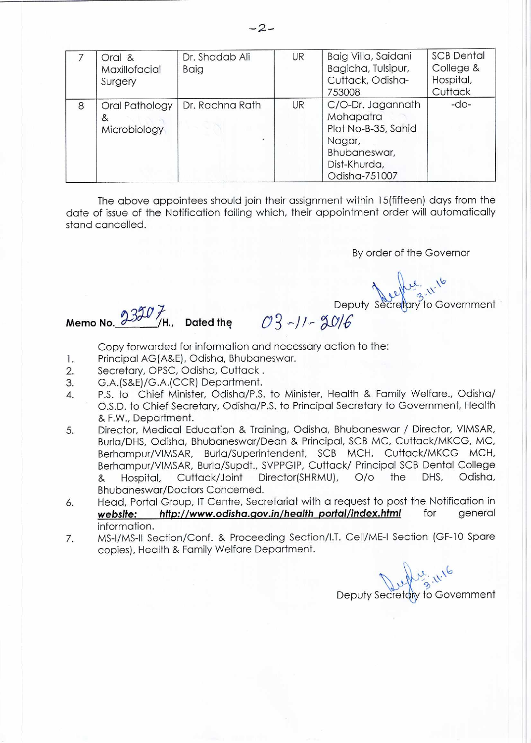| 7 | Oral & Maxillofacial Surgery | Dr. Shadab Ali Baig | UR | Baig Villa, Saidani Bagicha, Tulsipur, Cuttack, Odisha-753008 | SCB Dental College & Hospital, Cuttack |
|---|---|---|---|---|---|
| 8 | Oral Pathology & Microbiology | Dr. Rachna Rath | UR | C/O-Dr. Jagannath Mohapatra Plot No-B-35, Sahid Nagar, Bhubaneswar, Dist-Khurda, Odisha-751007 | -do- |

The above appointees should join their assignment within 15(fifteen) days from the date of issue of the Notification failing which, their appointment order will automatically stand cancelled.

By order of the Governor

3-11-16

Deputy Secretary to Government

**Memo No.** 23207/**H., Dated the** 03-11-2016

Copy forwarded for information and necessary action to the:

1. Principal AG(A&E), Odisha, Bhubaneswar.
2. Secretary, OPSC, Odisha, Cuttack .
3. G.A.(S&E)/G.A.(CCR) Department.
4. P.S. to Chief Minister, Odisha/P.S. to Minister, Health & Family Welfare., Odisha/ O.S.D. to Chief Secretary, Odisha/P.S. to Principal Secretary to Government, Health & F.W., Department.
5. Director, Medical Education & Training, Odisha, Bhubaneswar / Director, VIMSAR, Burla/DHS, Odisha, Bhubaneswar/Dean & Principal, SCB MC, Cuttack/MKCG, MC, Berhampur/VIMSAR, Burla/Superintendent, SCB MCH, Cuttack/MKCG MCH, Berhampur/VIMSAR, Burla/Supdt., SVPPGIP, Cuttack/ Principal SCB Dental College & Hospital, Cuttack/Joint Director(SHRMU), O/o the DHS, Odisha, Bhubaneswar/Doctors Concerned.
6. Head, Portal Group, IT Centre, Secretariat with a request to post the Notification in ***website: http://www.odisha.gov.in/health portal/index.html*** for general information.
7. MS-I/MS-II Section/Conf. & Proceeding Section/I.T. Cell/ME-I Section (GF-10 Spare copies), Health & Family Welfare Department.

3.11.16

Deputy Secretary to Government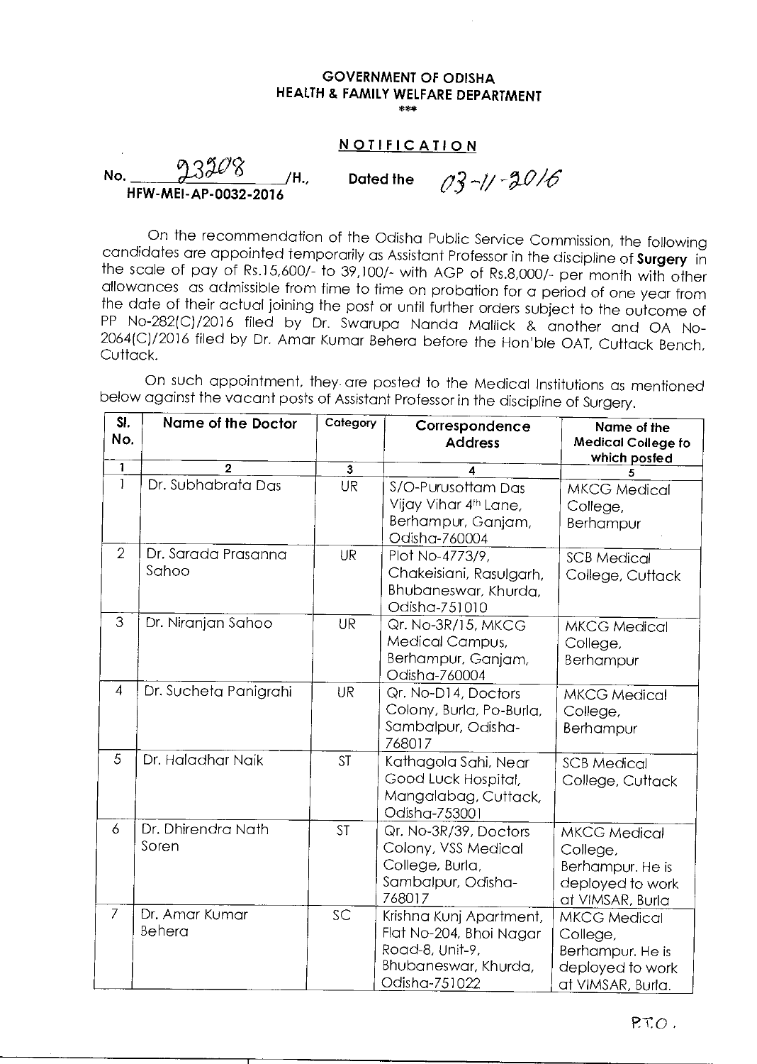**GOVERNMENT OF ODISHA**
**HEALTH & FAMILY WELFARE DEPARTMENT**
\*\*\*

**NOTIFICATION**

No. 23208 /H., Dated the 03-11-2016
HFW-MEI-AP-0032-2016

On the recommendation of the Odisha Public Service Commission, the following candidates are appointed temporarily as Assistant Professor in the discipline of **Surgery** in the scale of pay of Rs.15,600/- to 39,100/- with AGP of Rs.8,000/- per month with other allowances as admissible from time to time on probation for a period of one year from the date of their actual joining the post or until further orders subject to the outcome of PP No-282(C)/2016 filed by Dr. Swarupa Nanda Mallick & another and OA No-2064(C)/2016 filed by Dr. Amar Kumar Behera before the Hon'ble OAT, Cuttack Bench, Cuttack.

On such appointment, they are posted to the Medical Institutions as mentioned below against the vacant posts of Assistant Professor in the discipline of Surgery.

| Sl. No. | Name of the Doctor | Category | Correspondence Address | Name of the Medical College to which posted |
|---|---|---|---|---|
| 1 | 2 | 3 | 4 | 5 |
| 1 | Dr. Subhabrata Das | UR | S/O-Purusottam Das Vijay Vihar 4th Lane, Berhampur, Ganjam, Odisha-760004 | MKCG Medical College, Berhampur |
| 2 | Dr. Sarada Prasanna Sahoo | UR | Plot No-4773/9, Chakeisiani, Rasulgarh, Bhubaneswar, Khurda, Odisha-751010 | SCB Medical College, Cuttack |
| 3 | Dr. Niranjan Sahoo | UR | Qr. No-3R/15, MKCG Medical Campus, Berhampur, Ganjam, Odisha-760004 | MKCG Medical College, Berhampur |
| 4 | Dr. Sucheta Panigrahi | UR | Qr. No-D14, Doctors Colony, Burla, Po-Burla, Sambalpur, Odisha-768017 | MKCG Medical College, Berhampur |
| 5 | Dr. Haladhar Naik | ST | Kathagola Sahi, Near Good Luck Hospital, Mangalabag, Cuttack, Odisha-753001 | SCB Medical College, Cuttack |
| 6 | Dr. Dhirendra Nath Soren | ST | Qr. No-3R/39, Doctors Colony, VSS Medical College, Burla, Sambalpur, Odisha-768017 | MKCG Medical College, Berhampur. He is deployed to work at VIMSAR, Burla |
| 7 | Dr. Amar Kumar Behera | SC | Krishna Kunj Apartment, Flat No-204, Bhoi Nagar Road-8, Unit-9, Bhubaneswar, Khurda, Odisha-751022 | MKCG Medical College, Berhampur. He is deployed to work at VIMSAR, Burla. |

P.T.O.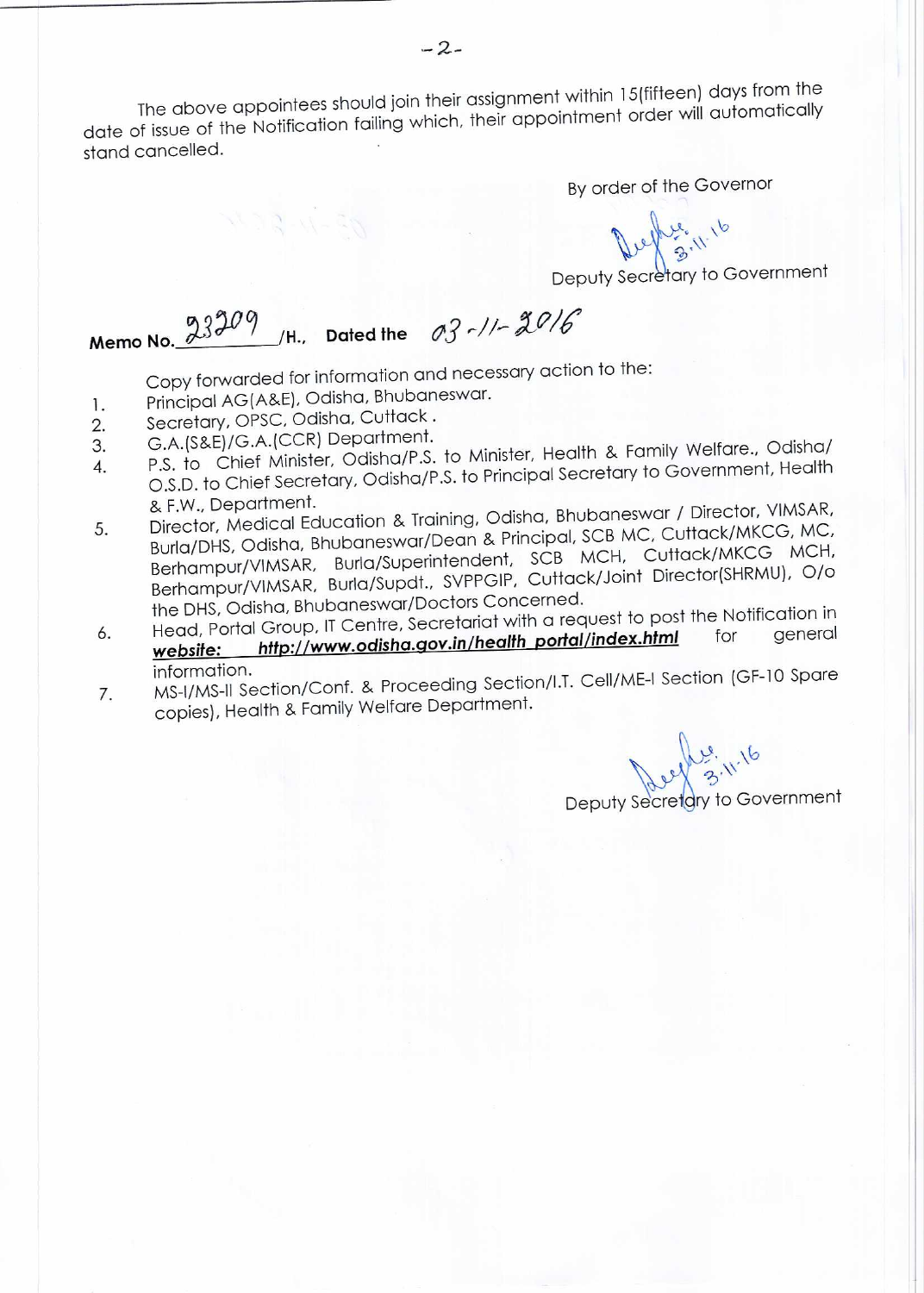The above appointees should join their assignment within 15(fifteen) days from the date of issue of the Notification failing which, their appointment order will automatically stand cancelled.

By order of the Governor

Deputy Secretary to Government

**Memo No.** 23209 **/H., Dated the** 03-11-2016

Copy forwarded for information and necessary action to the:

1. Principal AG(A&E), Odisha, Bhubaneswar.
2. Secretary, OPSC, Odisha, Cuttack .
3. G.A.(S&E)/G.A.(CCR) Department.
4. P.S. to Chief Minister, Odisha/P.S. to Minister, Health & Family Welfare., Odisha/ O.S.D. to Chief Secretary, Odisha/P.S. to Principal Secretary to Government, Health & F.W., Department.
5. Director, Medical Education & Training, Odisha, Bhubaneswar / Director, VIMSAR, Burla/DHS, Odisha, Bhubaneswar/Dean & Principal, SCB MC, Cuttack/MKCG, MC, Berhampur/VIMSAR, Burla/Superintendent, SCB MCH, Cuttack/MKCG MCH, Berhampur/VIMSAR, Burla/Supdt., SVPPGIP, Cuttack/Joint Director(SHRMU), O/o the DHS, Odisha, Bhubaneswar/Doctors Concerned.
6. Head, Portal Group, IT Centre, Secretariat with a request to post the Notification in ***website:*** ***http://www.odisha.gov.in/health_portal/index.html*** for general information.
7. MS-I/MS-II Section/Conf. & Proceeding Section/I.T. Cell/ME-I Section (GF-10 Spare copies), Health & Family Welfare Department.

Deputy Secretary to Government